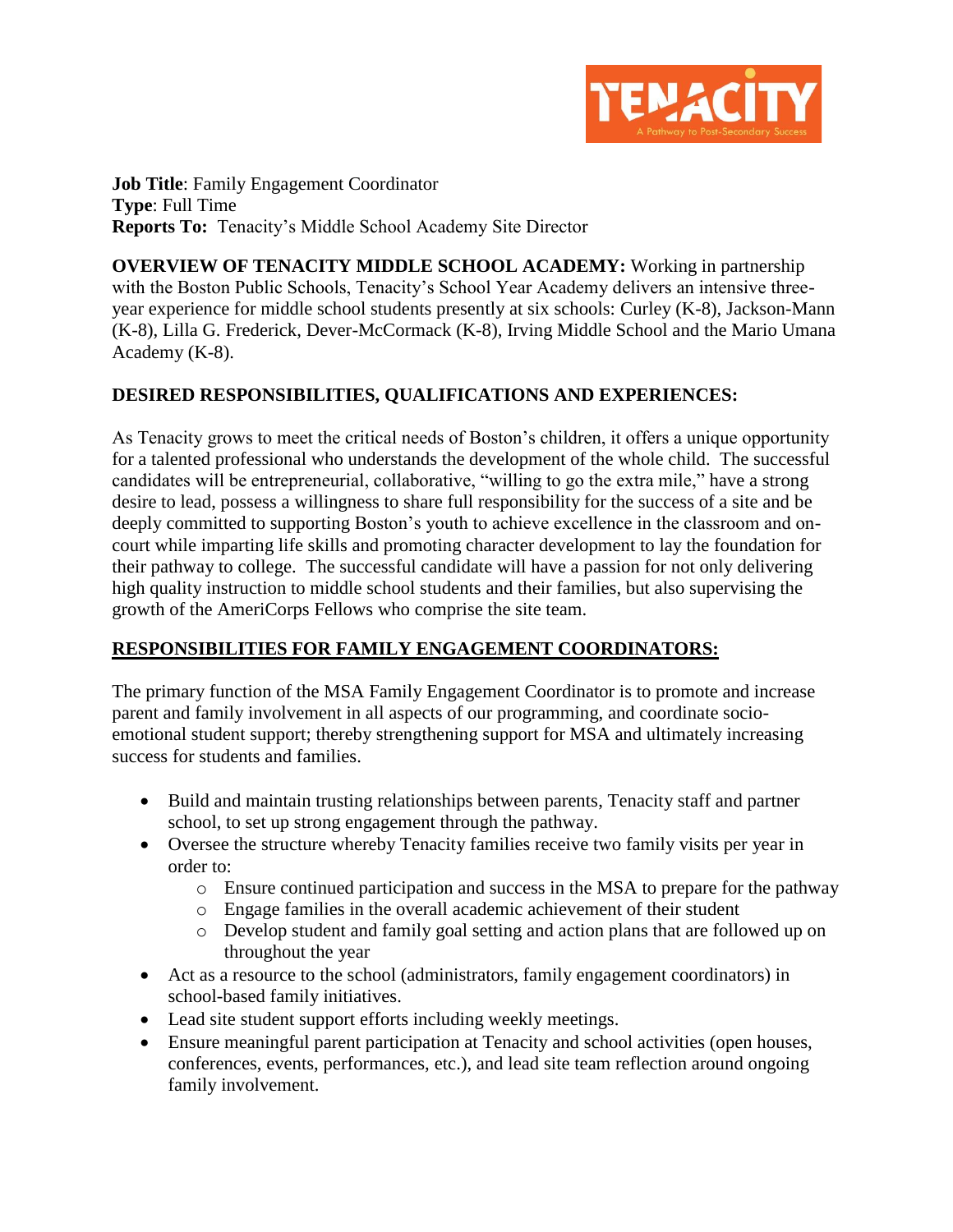TENACITY

A Pathway to Post-Secondary Success

**Job Title**: Family Engagement Coordinator
**Type**: Full Time
**Reports To:** Tenacity's Middle School Academy Site Director

**OVERVIEW OF TENACITY MIDDLE SCHOOL ACADEMY:** Working in partnership with the Boston Public Schools, Tenacity's School Year Academy delivers an intensive three-year experience for middle school students presently at six schools: Curley (K-8), Jackson-Mann (K-8), Lilla G. Frederick, Dever-McCormack (K-8), Irving Middle School and the Mario Umana Academy (K-8).

**DESIRED RESPONSIBILITIES, QUALIFICATIONS AND EXPERIENCES:**

As Tenacity grows to meet the critical needs of Boston's children, it offers a unique opportunity for a talented professional who understands the development of the whole child. The successful candidates will be entrepreneurial, collaborative, "willing to go the extra mile," have a strong desire to lead, possess a willingness to share full responsibility for the success of a site and be deeply committed to supporting Boston's youth to achieve excellence in the classroom and on-court while imparting life skills and promoting character development to lay the foundation for their pathway to college. The successful candidate will have a passion for not only delivering high quality instruction to middle school students and their families, but also supervising the growth of the AmeriCorps Fellows who comprise the site team.

**RESPONSIBILITIES FOR FAMILY ENGAGEMENT COORDINATORS:**

The primary function of the MSA Family Engagement Coordinator is to promote and increase parent and family involvement in all aspects of our programming, and coordinate socio-emotional student support; thereby strengthening support for MSA and ultimately increasing success for students and families.

- Build and maintain trusting relationships between parents, Tenacity staff and partner school, to set up strong engagement through the pathway.
- Oversee the structure whereby Tenacity families receive two family visits per year in order to:
  - Ensure continued participation and success in the MSA to prepare for the pathway
  - Engage families in the overall academic achievement of their student
  - Develop student and family goal setting and action plans that are followed up on throughout the year
- Act as a resource to the school (administrators, family engagement coordinators) in school-based family initiatives.
- Lead site student support efforts including weekly meetings.
- Ensure meaningful parent participation at Tenacity and school activities (open houses, conferences, events, performances, etc.), and lead site team reflection around ongoing family involvement.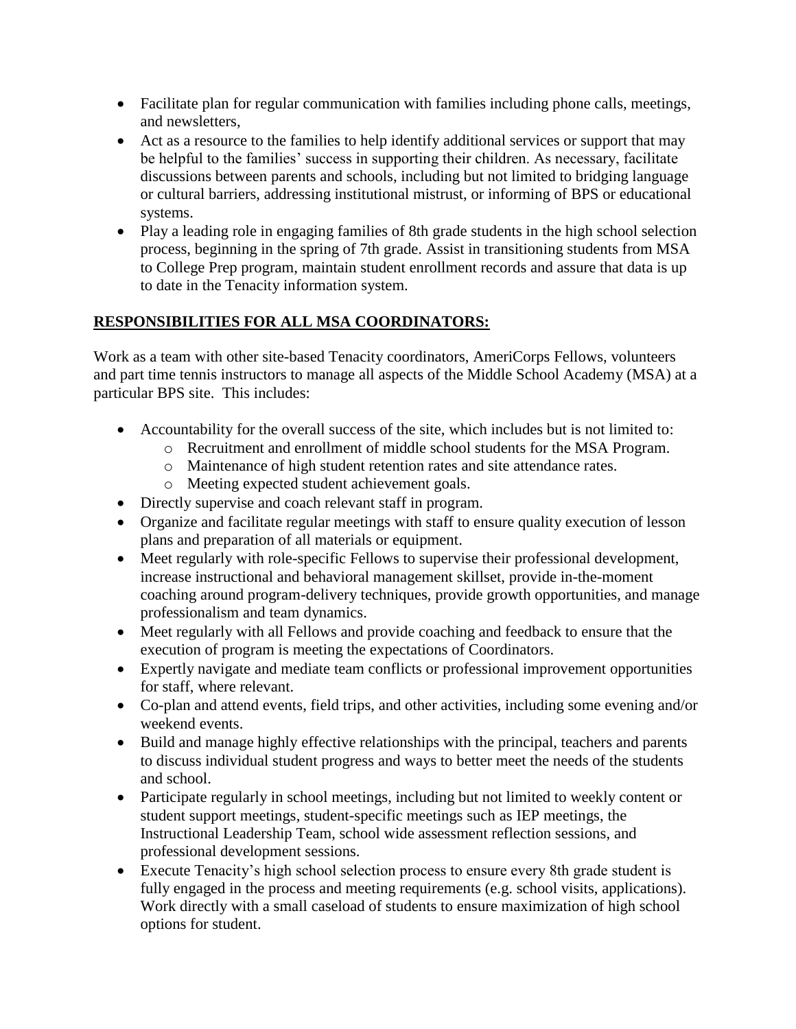- Facilitate plan for regular communication with families including phone calls, meetings, and newsletters,
- Act as a resource to the families to help identify additional services or support that may be helpful to the families' success in supporting their children. As necessary, facilitate discussions between parents and schools, including but not limited to bridging language or cultural barriers, addressing institutional mistrust, or informing of BPS or educational systems.
- Play a leading role in engaging families of 8th grade students in the high school selection process, beginning in the spring of 7th grade. Assist in transitioning students from MSA to College Prep program, maintain student enrollment records and assure that data is up to date in the Tenacity information system.

**RESPONSIBILITIES FOR ALL MSA COORDINATORS:**

Work as a team with other site-based Tenacity coordinators, AmeriCorps Fellows, volunteers and part time tennis instructors to manage all aspects of the Middle School Academy (MSA) at a particular BPS site. This includes:

- Accountability for the overall success of the site, which includes but is not limited to:
  - Recruitment and enrollment of middle school students for the MSA Program.
  - Maintenance of high student retention rates and site attendance rates.
  - Meeting expected student achievement goals.
- Directly supervise and coach relevant staff in program.
- Organize and facilitate regular meetings with staff to ensure quality execution of lesson plans and preparation of all materials or equipment.
- Meet regularly with role-specific Fellows to supervise their professional development, increase instructional and behavioral management skillset, provide in-the-moment coaching around program-delivery techniques, provide growth opportunities, and manage professionalism and team dynamics.
- Meet regularly with all Fellows and provide coaching and feedback to ensure that the execution of program is meeting the expectations of Coordinators.
- Expertly navigate and mediate team conflicts or professional improvement opportunities for staff, where relevant.
- Co-plan and attend events, field trips, and other activities, including some evening and/or weekend events.
- Build and manage highly effective relationships with the principal, teachers and parents to discuss individual student progress and ways to better meet the needs of the students and school.
- Participate regularly in school meetings, including but not limited to weekly content or student support meetings, student-specific meetings such as IEP meetings, the Instructional Leadership Team, school wide assessment reflection sessions, and professional development sessions.
- Execute Tenacity's high school selection process to ensure every 8th grade student is fully engaged in the process and meeting requirements (e.g. school visits, applications). Work directly with a small caseload of students to ensure maximization of high school options for student.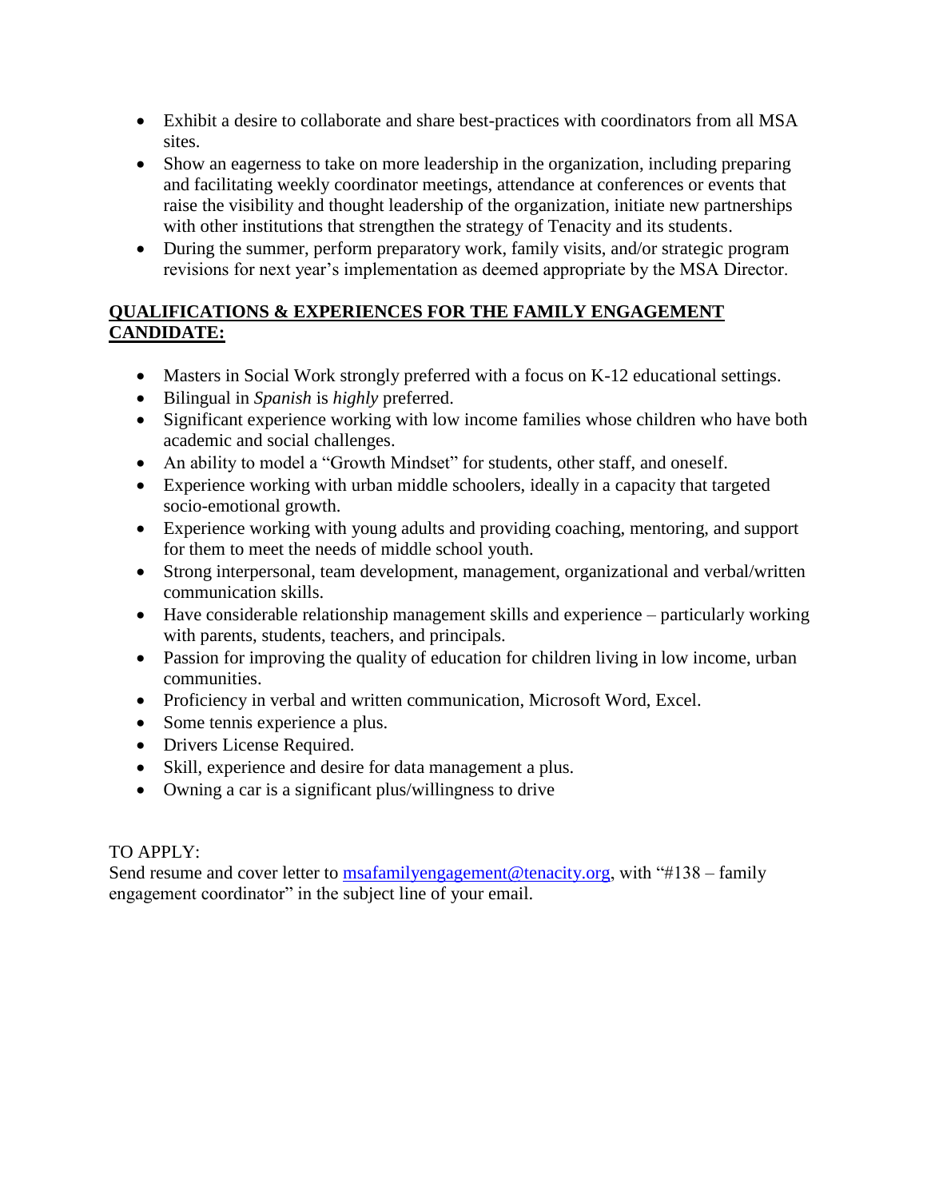- Exhibit a desire to collaborate and share best-practices with coordinators from all MSA sites.
- Show an eagerness to take on more leadership in the organization, including preparing and facilitating weekly coordinator meetings, attendance at conferences or events that raise the visibility and thought leadership of the organization, initiate new partnerships with other institutions that strengthen the strategy of Tenacity and its students.
- During the summer, perform preparatory work, family visits, and/or strategic program revisions for next year's implementation as deemed appropriate by the MSA Director.

**QUALIFICATIONS & EXPERIENCES FOR THE FAMILY ENGAGEMENT CANDIDATE:**

- Masters in Social Work strongly preferred with a focus on K-12 educational settings.
- Bilingual in *Spanish* is *highly* preferred.
- Significant experience working with low income families whose children who have both academic and social challenges.
- An ability to model a "Growth Mindset" for students, other staff, and oneself.
- Experience working with urban middle schoolers, ideally in a capacity that targeted socio-emotional growth.
- Experience working with young adults and providing coaching, mentoring, and support for them to meet the needs of middle school youth.
- Strong interpersonal, team development, management, organizational and verbal/written communication skills.
- Have considerable relationship management skills and experience – particularly working with parents, students, teachers, and principals.
- Passion for improving the quality of education for children living in low income, urban communities.
- Proficiency in verbal and written communication, Microsoft Word, Excel.
- Some tennis experience a plus.
- Drivers License Required.
- Skill, experience and desire for data management a plus.
- Owning a car is a significant plus/willingness to drive

TO APPLY:
Send resume and cover letter to msafamilyengagement@tenacity.org, with "#138 – family engagement coordinator" in the subject line of your email.